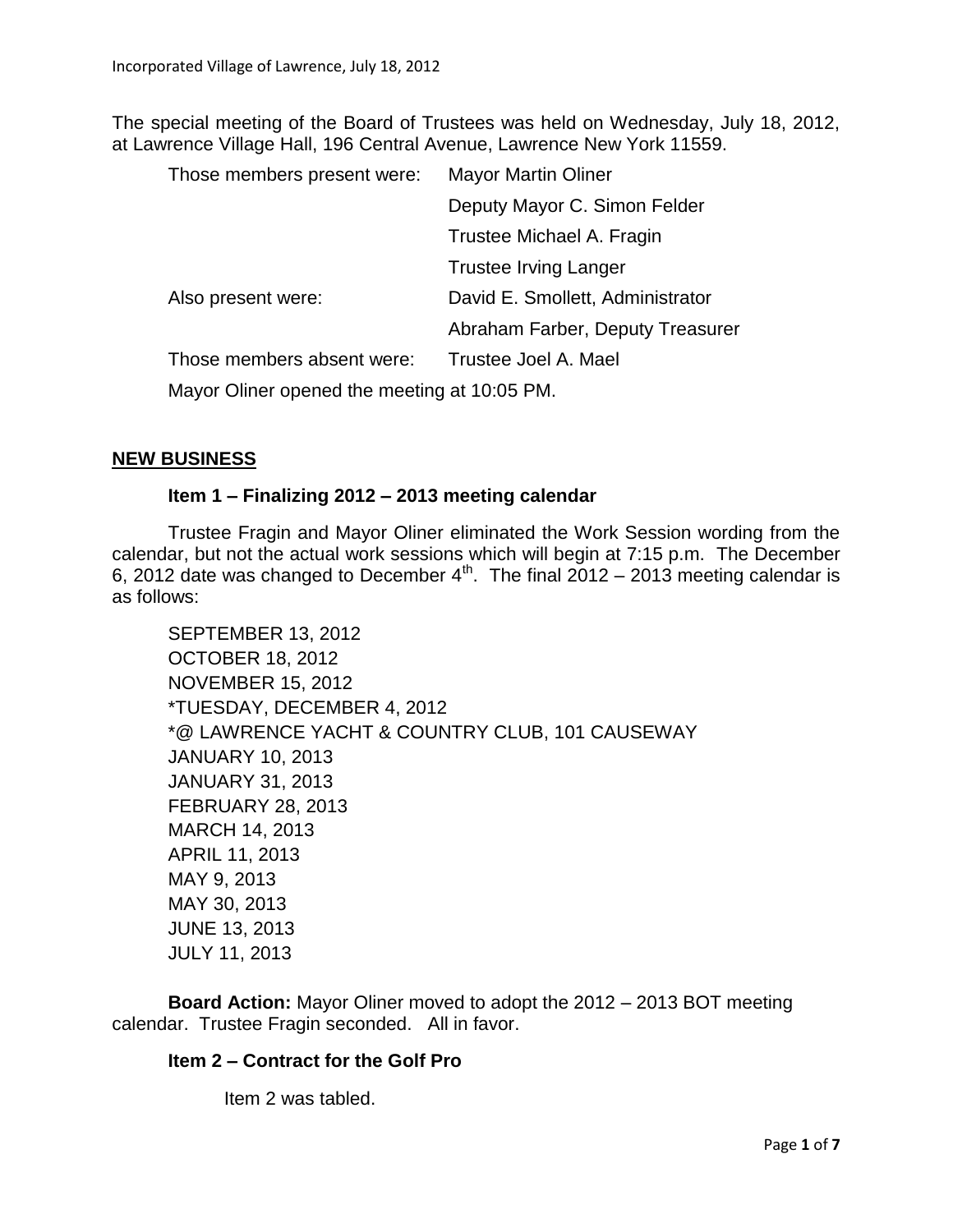The special meeting of the Board of Trustees was held on Wednesday, July 18, 2012, at Lawrence Village Hall, 196 Central Avenue, Lawrence New York 11559.

| | |
|---|---|
| Those members present were: | Mayor Martin Oliner |
| | Deputy Mayor C. Simon Felder |
| | Trustee Michael A. Fragin |
| | Trustee Irving Langer |
| Also present were: | David E. Smollett, Administrator |
| | Abraham Farber, Deputy Treasurer |
| Those members absent were: | Trustee Joel A. Mael |

Mayor Oliner opened the meeting at 10:05 PM.

## NEW BUSINESS

### Item 1 – Finalizing 2012 – 2013 meeting calendar

Trustee Fragin and Mayor Oliner eliminated the Work Session wording from the calendar, but not the actual work sessions which will begin at 7:15 p.m. The December 6, 2012 date was changed to December 4th. The final 2012 – 2013 meeting calendar is as follows:

SEPTEMBER 13, 2012
OCTOBER 18, 2012
NOVEMBER 15, 2012
*TUESDAY, DECEMBER 4, 2012
*@ LAWRENCE YACHT & COUNTRY CLUB, 101 CAUSEWAY
JANUARY 10, 2013
JANUARY 31, 2013
FEBRUARY 28, 2013
MARCH 14, 2013
APRIL 11, 2013
MAY 9, 2013
MAY 30, 2013
JUNE 13, 2013
JULY 11, 2013

**Board Action:** Mayor Oliner moved to adopt the 2012 – 2013 BOT meeting calendar. Trustee Fragin seconded. All in favor.

### Item 2 – Contract for the Golf Pro

Item 2 was tabled.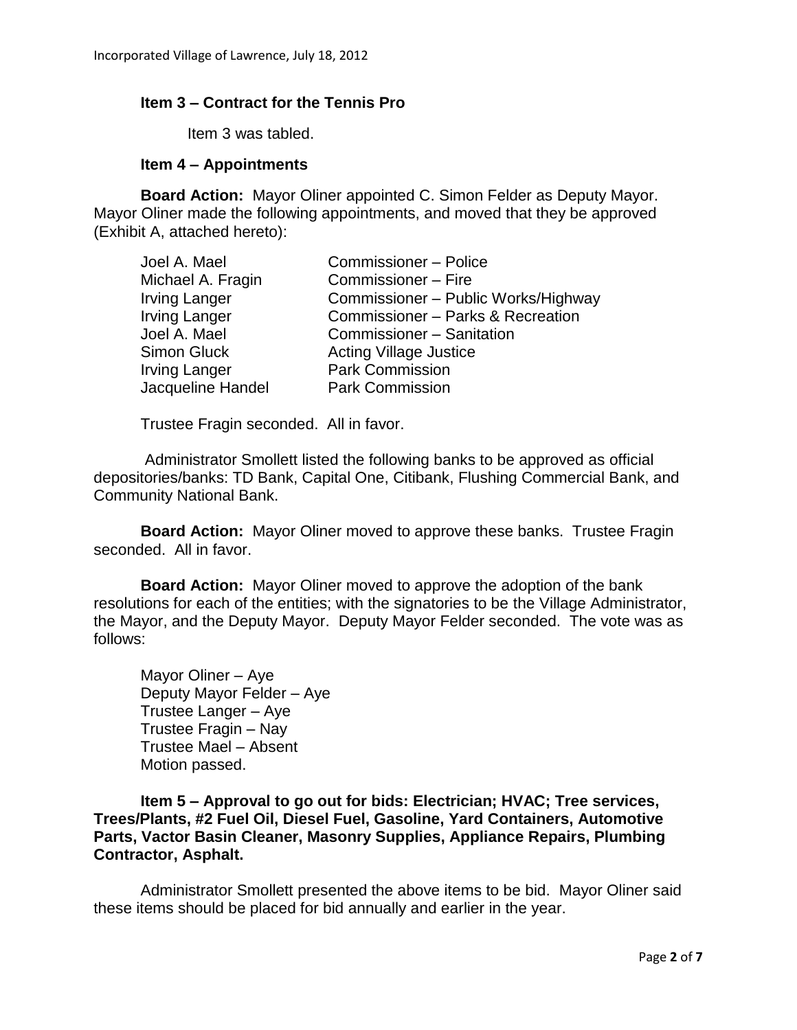### Item 3 – Contract for the Tennis Pro

Item 3 was tabled.

### Item 4 – Appointments

**Board Action:** Mayor Oliner appointed C. Simon Felder as Deputy Mayor. Mayor Oliner made the following appointments, and moved that they be approved (Exhibit A, attached hereto):

| | |
|---|---|
| Joel A. Mael | Commissioner – Police |
| Michael A. Fragin | Commissioner – Fire |
| Irving Langer | Commissioner – Public Works/Highway |
| Irving Langer | Commissioner – Parks & Recreation |
| Joel A. Mael | Commissioner – Sanitation |
| Simon Gluck | Acting Village Justice |
| Irving Langer | Park Commission |
| Jacqueline Handel | Park Commission |

Trustee Fragin seconded. All in favor.

Administrator Smollett listed the following banks to be approved as official depositories/banks: TD Bank, Capital One, Citibank, Flushing Commercial Bank, and Community National Bank.

**Board Action:** Mayor Oliner moved to approve these banks. Trustee Fragin seconded. All in favor.

**Board Action:** Mayor Oliner moved to approve the adoption of the bank resolutions for each of the entities; with the signatories to be the Village Administrator, the Mayor, and the Deputy Mayor. Deputy Mayor Felder seconded. The vote was as follows:

Mayor Oliner – Aye
Deputy Mayor Felder – Aye
Trustee Langer – Aye
Trustee Fragin – Nay
Trustee Mael – Absent
Motion passed.

### Item 5 – Approval to go out for bids: Electrician; HVAC; Tree services, Trees/Plants, #2 Fuel Oil, Diesel Fuel, Gasoline, Yard Containers, Automotive Parts, Vactor Basin Cleaner, Masonry Supplies, Appliance Repairs, Plumbing Contractor, Asphalt.

Administrator Smollett presented the above items to be bid. Mayor Oliner said these items should be placed for bid annually and earlier in the year.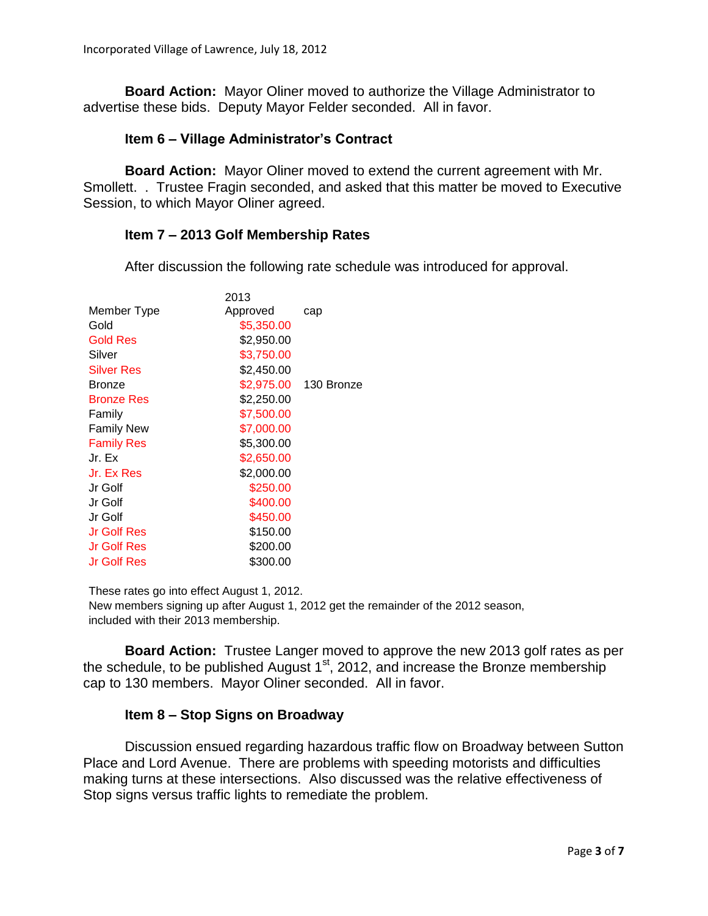**Board Action:** Mayor Oliner moved to authorize the Village Administrator to advertise these bids. Deputy Mayor Felder seconded. All in favor.

### Item 6 – Village Administrator's Contract

**Board Action:** Mayor Oliner moved to extend the current agreement with Mr. Smollett. . Trustee Fragin seconded, and asked that this matter be moved to Executive Session, to which Mayor Oliner agreed.

### Item 7 – 2013 Golf Membership Rates

After discussion the following rate schedule was introduced for approval.

| Member Type | 2013 Approved | cap |
|---|---|---|
| Gold | $5,350.00 | |
| Gold Res | $2,950.00 | |
| Silver | $3,750.00 | |
| Silver Res | $2,450.00 | |
| Bronze | $2,975.00 | 130 Bronze |
| Bronze Res | $2,250.00 | |
| Family | $7,500.00 | |
| Family New | $7,000.00 | |
| Family Res | $5,300.00 | |
| Jr. Ex | $2,650.00 | |
| Jr. Ex Res | $2,000.00 | |
| Jr Golf | $250.00 | |
| Jr Golf | $400.00 | |
| Jr Golf | $450.00 | |
| Jr Golf Res | $150.00 | |
| Jr Golf Res | $200.00 | |
| Jr Golf Res | $300.00 | |

These rates go into effect August 1, 2012.
New members signing up after August 1, 2012 get the remainder of the 2012 season, included with their 2013 membership.

**Board Action:** Trustee Langer moved to approve the new 2013 golf rates as per the schedule, to be published August 1st, 2012, and increase the Bronze membership cap to 130 members. Mayor Oliner seconded. All in favor.

### Item 8 – Stop Signs on Broadway

Discussion ensued regarding hazardous traffic flow on Broadway between Sutton Place and Lord Avenue. There are problems with speeding motorists and difficulties making turns at these intersections. Also discussed was the relative effectiveness of Stop signs versus traffic lights to remediate the problem.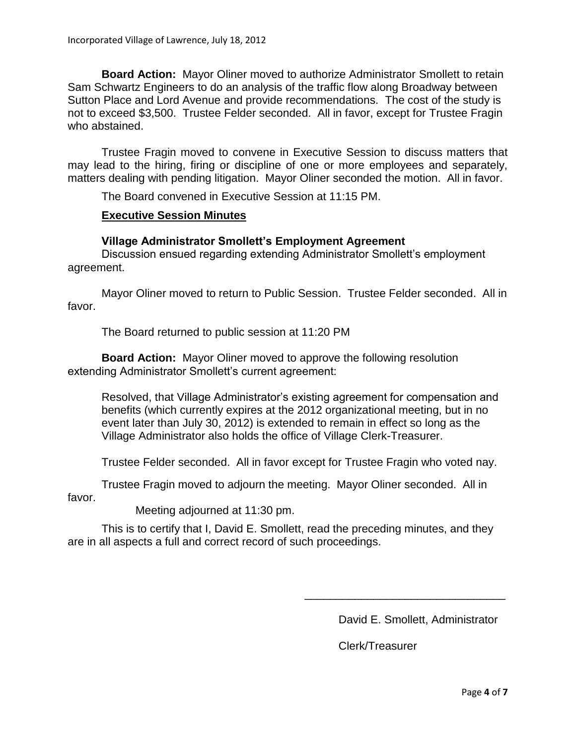**Board Action:** Mayor Oliner moved to authorize Administrator Smollett to retain Sam Schwartz Engineers to do an analysis of the traffic flow along Broadway between Sutton Place and Lord Avenue and provide recommendations. The cost of the study is not to exceed $3,500. Trustee Felder seconded. All in favor, except for Trustee Fragin who abstained.

Trustee Fragin moved to convene in Executive Session to discuss matters that may lead to the hiring, firing or discipline of one or more employees and separately, matters dealing with pending litigation. Mayor Oliner seconded the motion. All in favor.

The Board convened in Executive Session at 11:15 PM.

**Executive Session Minutes**

**Village Administrator Smollett's Employment Agreement**

Discussion ensued regarding extending Administrator Smollett's employment agreement.

Mayor Oliner moved to return to Public Session. Trustee Felder seconded. All in favor.

The Board returned to public session at 11:20 PM

**Board Action:** Mayor Oliner moved to approve the following resolution extending Administrator Smollett's current agreement:

> Resolved, that Village Administrator's existing agreement for compensation and benefits (which currently expires at the 2012 organizational meeting, but in no event later than July 30, 2012) is extended to remain in effect so long as the Village Administrator also holds the office of Village Clerk-Treasurer.

Trustee Felder seconded. All in favor except for Trustee Fragin who voted nay.

Trustee Fragin moved to adjourn the meeting. Mayor Oliner seconded. All in favor.

Meeting adjourned at 11:30 pm.

This is to certify that I, David E. Smollett, read the preceding minutes, and they are in all aspects a full and correct record of such proceedings.

\_\_\_\_\_\_\_\_\_\_\_\_\_\_\_\_\_\_\_\_\_\_\_\_\_\_\_\_\_\_\_\_

David E. Smollett, Administrator

Clerk/Treasurer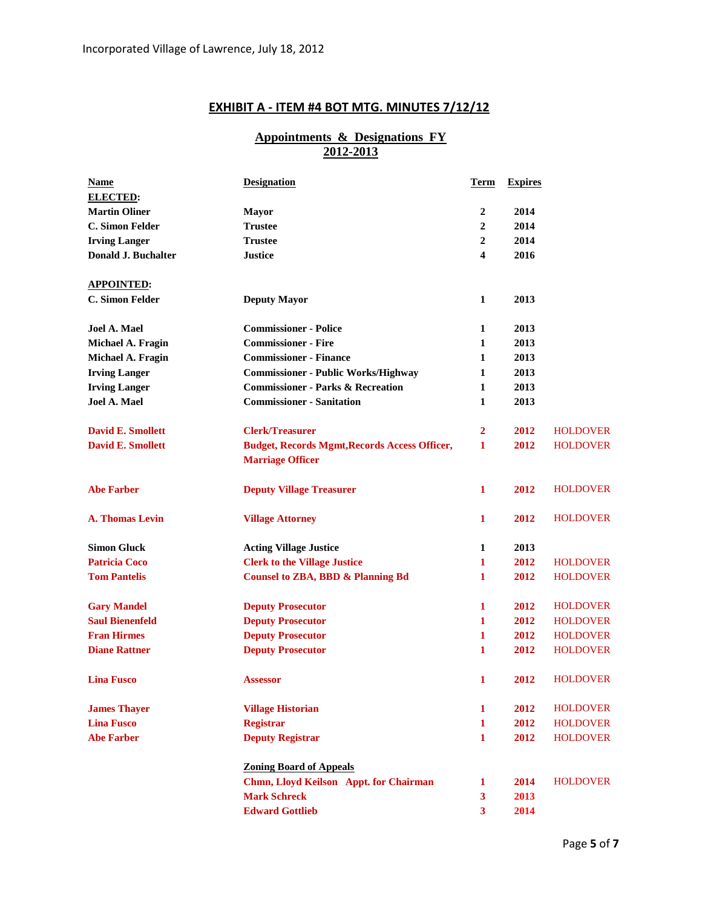## EXHIBIT A - ITEM #4 BOT MTG. MINUTES 7/12/12

### Appointments & Designations FY 2012-2013

| Name | Designation | Term | Expires | |
|---|---|---|---|---|
| **ELECTED:** | | | | |
| Martin Oliner | Mayor | 2 | 2014 | |
| C. Simon Felder | Trustee | 2 | 2014 | |
| Irving Langer | Trustee | 2 | 2014 | |
| Donald J. Buchalter | Justice | 4 | 2016 | |
| **APPOINTED:** | | | | |
| C. Simon Felder | Deputy Mayor | 1 | 2013 | |
| Joel A. Mael | Commissioner - Police | 1 | 2013 | |
| Michael A. Fragin | Commissioner - Fire | 1 | 2013 | |
| Michael A. Fragin | Commissioner - Finance | 1 | 2013 | |
| Irving Langer | Commissioner - Public Works/Highway | 1 | 2013 | |
| Irving Langer | Commissioner - Parks & Recreation | 1 | 2013 | |
| Joel A. Mael | Commissioner - Sanitation | 1 | 2013 | |
| David E. Smollett | Clerk/Treasurer | 2 | 2012 | HOLDOVER |
| David E. Smollett | Budget, Records Mgmt,Records Access Officer, Marriage Officer | 1 | 2012 | HOLDOVER |
| Abe Farber | Deputy Village Treasurer | 1 | 2012 | HOLDOVER |
| A. Thomas Levin | Village Attorney | 1 | 2012 | HOLDOVER |
| Simon Gluck | Acting Village Justice | 1 | 2013 | |
| Patricia Coco | Clerk to the Village Justice | 1 | 2012 | HOLDOVER |
| Tom Pantelis | Counsel to ZBA, BBD & Planning Bd | 1 | 2012 | HOLDOVER |
| Gary Mandel | Deputy Prosecutor | 1 | 2012 | HOLDOVER |
| Saul Bienenfeld | Deputy Prosecutor | 1 | 2012 | HOLDOVER |
| Fran Hirmes | Deputy Prosecutor | 1 | 2012 | HOLDOVER |
| Diane Rattner | Deputy Prosecutor | 1 | 2012 | HOLDOVER |
| Lina Fusco | Assessor | 1 | 2012 | HOLDOVER |
| James Thayer | Village Historian | 1 | 2012 | HOLDOVER |
| Lina Fusco | Registrar | 1 | 2012 | HOLDOVER |
| Abe Farber | Deputy Registrar | 1 | 2012 | HOLDOVER |
| | **Zoning Board of Appeals** | | | |
| | Chmn, Lloyd Keilson Appt. for Chairman | 1 | 2014 | HOLDOVER |
| | Mark Schreck | 3 | 2013 | |
| | Edward Gottlieb | 3 | 2014 | |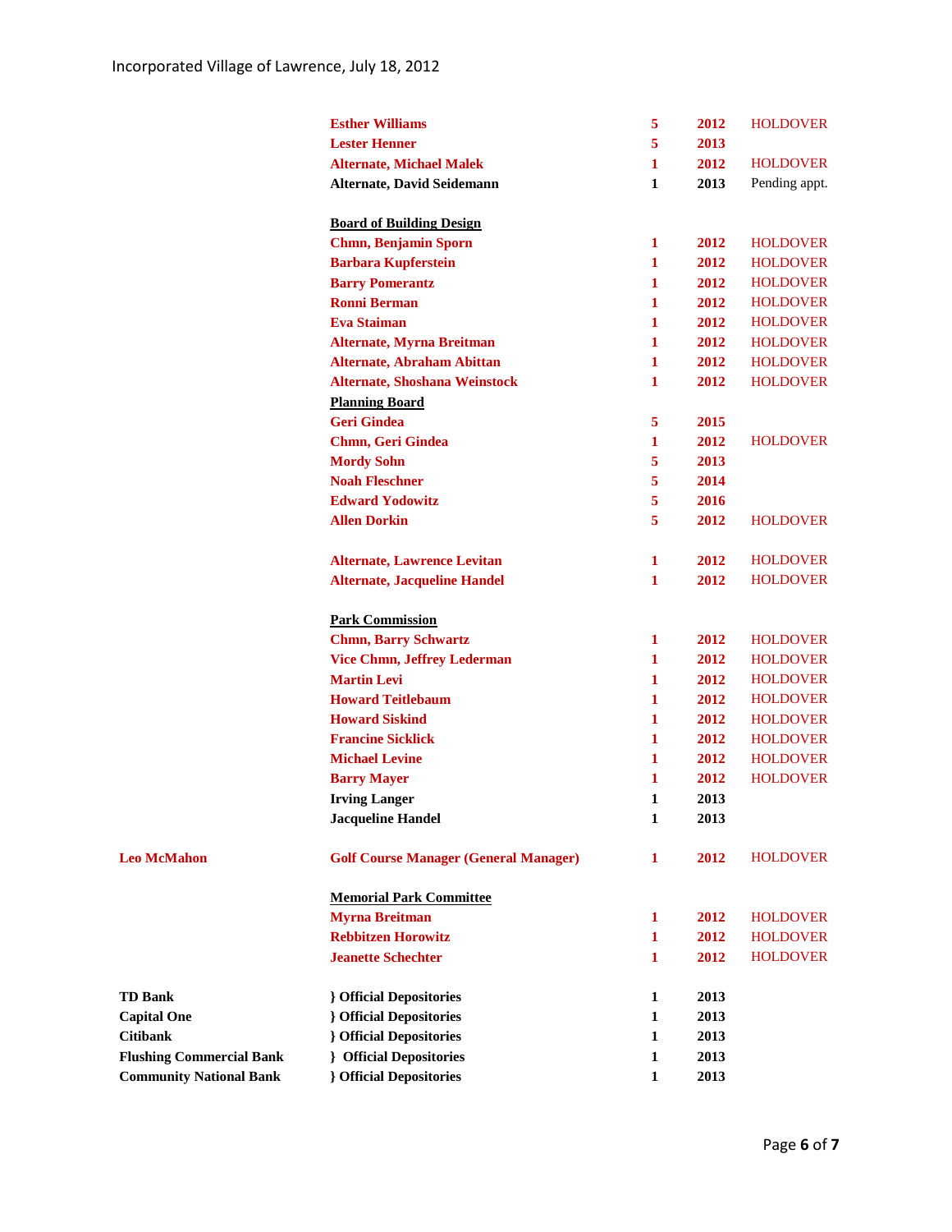| | | | | |
|---|---|---|---|---|
| | **Esther Williams** | **5** | **2012** | HOLDOVER |
| | **Lester Henner** | **5** | **2013** | |
| | **Alternate, Michael Malek** | **1** | **2012** | HOLDOVER |
| | **Alternate, David Seidemann** | **1** | **2013** | Pending appt. |
| | | | | |
| | **Board of Building Design** | | | |
| | **Chmn, Benjamin Sporn** | **1** | **2012** | HOLDOVER |
| | **Barbara Kupferstein** | **1** | **2012** | HOLDOVER |
| | **Barry Pomerantz** | **1** | **2012** | HOLDOVER |
| | **Ronni Berman** | **1** | **2012** | HOLDOVER |
| | **Eva Staiman** | **1** | **2012** | HOLDOVER |
| | **Alternate, Myrna Breitman** | **1** | **2012** | HOLDOVER |
| | **Alternate, Abraham Abittan** | **1** | **2012** | HOLDOVER |
| | **Alternate, Shoshana Weinstock** | **1** | **2012** | HOLDOVER |
| | **Planning Board** | | | |
| | **Geri Gindea** | **5** | **2015** | |
| | **Chmn, Geri Gindea** | **1** | **2012** | HOLDOVER |
| | **Mordy Sohn** | **5** | **2013** | |
| | **Noah Fleschner** | **5** | **2014** | |
| | **Edward Yodowitz** | **5** | **2016** | |
| | **Allen Dorkin** | **5** | **2012** | HOLDOVER |
| | | | | |
| | **Alternate, Lawrence Levitan** | **1** | **2012** | HOLDOVER |
| | **Alternate, Jacqueline Handel** | **1** | **2012** | HOLDOVER |
| | | | | |
| | **Park Commission** | | | |
| | **Chmn, Barry Schwartz** | **1** | **2012** | HOLDOVER |
| | **Vice Chmn, Jeffrey Lederman** | **1** | **2012** | HOLDOVER |
| | **Martin Levi** | **1** | **2012** | HOLDOVER |
| | **Howard Teitlebaum** | **1** | **2012** | HOLDOVER |
| | **Howard Siskind** | **1** | **2012** | HOLDOVER |
| | **Francine Sicklick** | **1** | **2012** | HOLDOVER |
| | **Michael Levine** | **1** | **2012** | HOLDOVER |
| | **Barry Mayer** | **1** | **2012** | HOLDOVER |
| | **Irving Langer** | **1** | **2013** | |
| | **Jacqueline Handel** | **1** | **2013** | |
| | | | | |
| **Leo McMahon** | **Golf Course Manager (General Manager)** | **1** | **2012** | HOLDOVER |
| | | | | |
| | **Memorial Park Committee** | | | |
| | **Myrna Breitman** | **1** | **2012** | HOLDOVER |
| | **Rebbitzen Horowitz** | **1** | **2012** | HOLDOVER |
| | **Jeanette Schechter** | **1** | **2012** | HOLDOVER |
| | | | | |
| **TD Bank** | **} Official Depositories** | **1** | **2013** | |
| **Capital One** | **} Official Depositories** | **1** | **2013** | |
| **Citibank** | **} Official Depositories** | **1** | **2013** | |
| **Flushing Commercial Bank** | **} Official Depositories** | **1** | **2013** | |
| **Community National Bank** | **} Official Depositories** | **1** | **2013** | |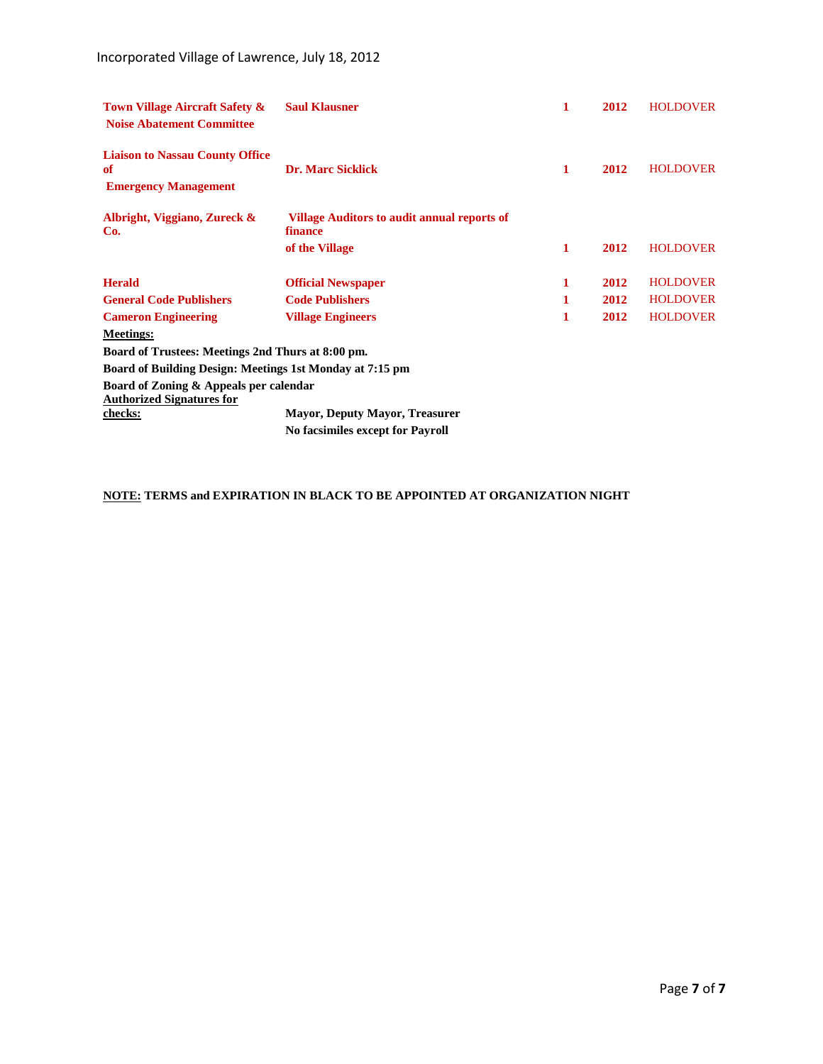| | | | | |
|---|---|---|---|---|
| **Town Village Aircraft Safety & Noise Abatement Committee** | **Saul Klausner** | **1** | **2012** | HOLDOVER |
| **Liaison to Nassau County Office of Emergency Management** | **Dr. Marc Sicklick** | **1** | **2012** | HOLDOVER |
| **Albright, Viggiano, Zureck & Co.** | **Village Auditors to audit annual reports of finance of the Village** | **1** | **2012** | HOLDOVER |
| **Herald** | **Official Newspaper** | **1** | **2012** | HOLDOVER |
| **General Code Publishers** | **Code Publishers** | **1** | **2012** | HOLDOVER |
| **Cameron Engineering** | **Village Engineers** | **1** | **2012** | HOLDOVER |

**Meetings:**

**Board of Trustees: Meetings 2nd Thurs at 8:00 pm.**

**Board of Building Design: Meetings 1st Monday at 7:15 pm**

**Board of Zoning & Appeals per calendar**

**Authorized Signatures for checks:** **Mayor, Deputy Mayor, Treasurer**

**No facsimiles except for Payroll**

**NOTE: TERMS and EXPIRATION IN BLACK TO BE APPOINTED AT ORGANIZATION NIGHT**